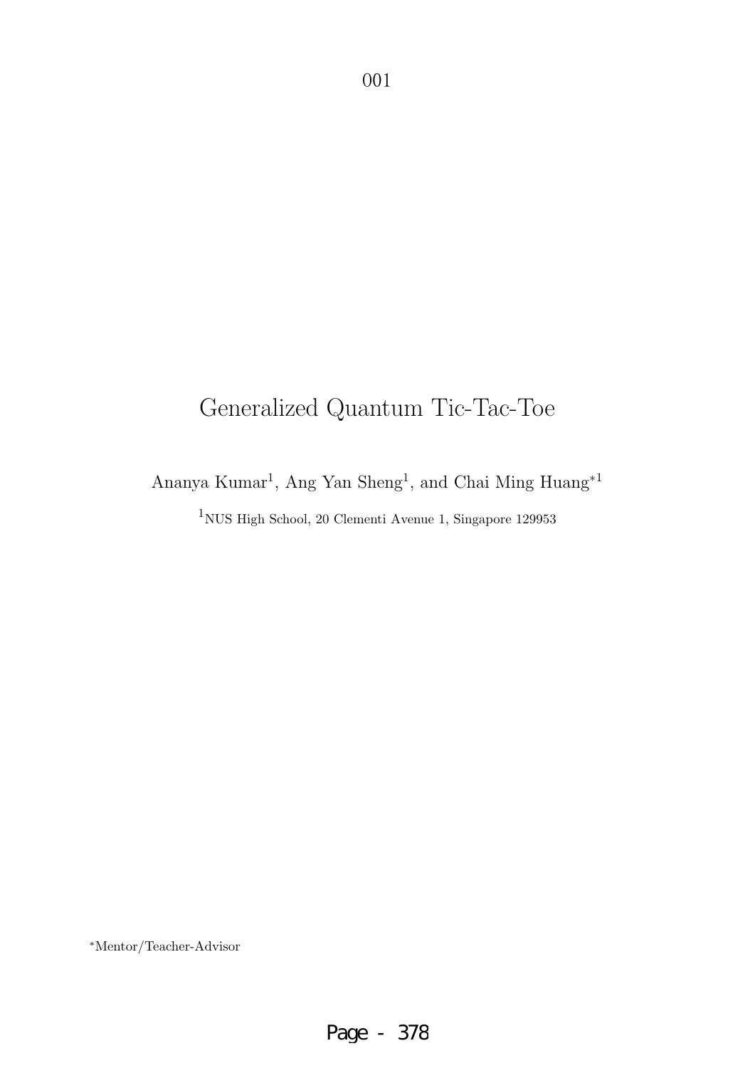001

# Generalized Quantum Tic-Tac-Toe

Ananya Kumar[1], Ang Yan Sheng[1], and Chai Ming Huang[*1]

[1]NUS High School, 20 Clementi Avenue 1, Singapore 129953

[*]Mentor/Teacher-Advisor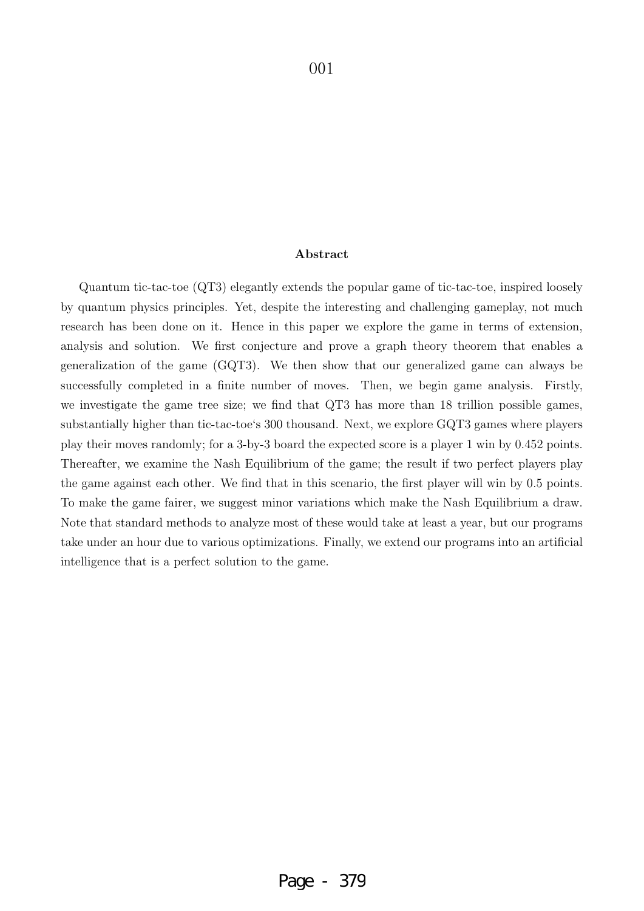## Abstract

Quantum tic-tac-toe (QT3) elegantly extends the popular game of tic-tac-toe, inspired loosely by quantum physics principles. Yet, despite the interesting and challenging gameplay, not much research has been done on it. Hence in this paper we explore the game in terms of extension, analysis and solution. We first conjecture and prove a graph theory theorem that enables a generalization of the game (GQT3). We then show that our generalized game can always be successfully completed in a finite number of moves. Then, we begin game analysis. Firstly, we investigate the game tree size; we find that QT3 has more than 18 trillion possible games, substantially higher than tic-tac-toe's 300 thousand. Next, we explore GQT3 games where players play their moves randomly; for a 3-by-3 board the expected score is a player 1 win by 0.452 points. Thereafter, we examine the Nash Equilibrium of the game; the result if two perfect players play the game against each other. We find that in this scenario, the first player will win by 0.5 points. To make the game fairer, we suggest minor variations which make the Nash Equilibrium a draw. Note that standard methods to analyze most of these would take at least a year, but our programs take under an hour due to various optimizations. Finally, we extend our programs into an artificial intelligence that is a perfect solution to the game.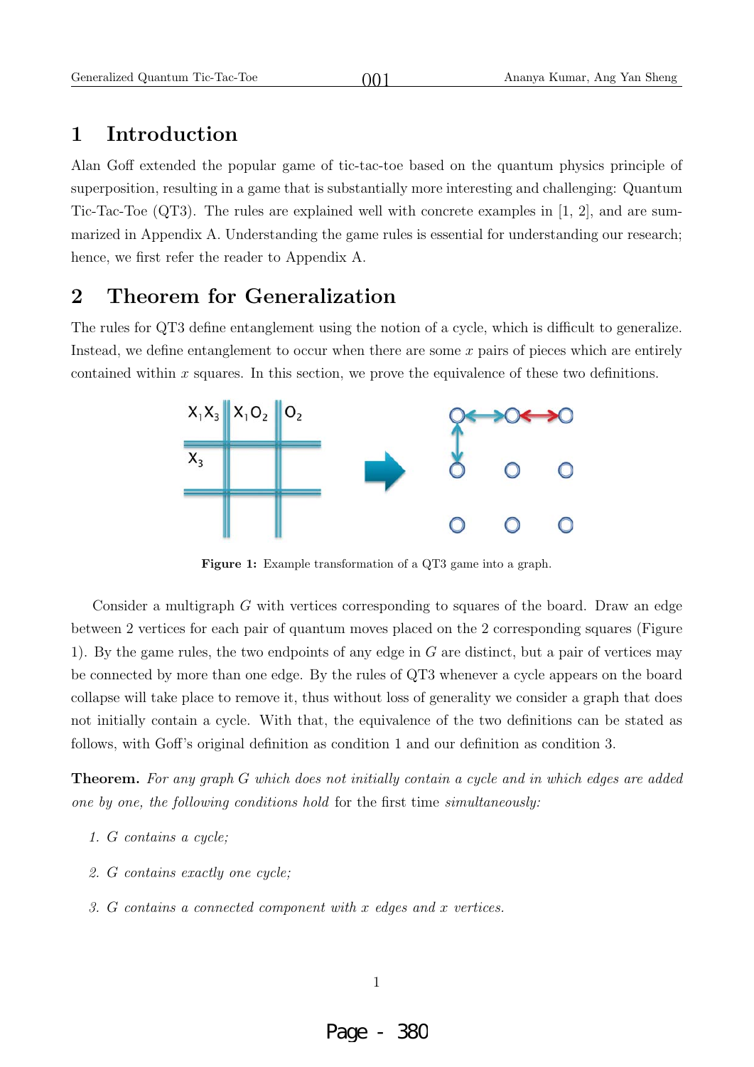# 1 Introduction

Alan Goff extended the popular game of tic-tac-toe based on the quantum physics principle of superposition, resulting in a game that is substantially more interesting and challenging: Quantum Tic-Tac-Toe (QT3). The rules are explained well with concrete examples in [1, 2], and are summarized in Appendix A. Understanding the game rules is essential for understanding our research; hence, we first refer the reader to Appendix A.

# 2 Theorem for Generalization

The rules for QT3 define entanglement using the notion of a cycle, which is difficult to generalize. Instead, we define entanglement to occur when there are some $x$ pairs of pieces which are entirely contained within $x$ squares. In this section, we prove the equivalence of these two definitions.

**Figure 1:** Example transformation of a QT3 game into a graph.

Consider a multigraph $G$ with vertices corresponding to squares of the board. Draw an edge between 2 vertices for each pair of quantum moves placed on the 2 corresponding squares (Figure 1). By the game rules, the two endpoints of any edge in $G$ are distinct, but a pair of vertices may be connected by more than one edge. By the rules of QT3 whenever a cycle appears on the board collapse will take place to remove it, thus without loss of generality we consider a graph that does not initially contain a cycle. With that, the equivalence of the two definitions can be stated as follows, with Goff's original definition as condition 1 and our definition as condition 3.

**Theorem.** *For any graph $G$ which does not initially contain a cycle and in which edges are added one by one, the following conditions hold* for the first time *simultaneously:*

1. *$G$ contains a cycle;*
2. *$G$ contains exactly one cycle;*
3. *$G$ contains a connected component with $x$ edges and $x$ vertices.*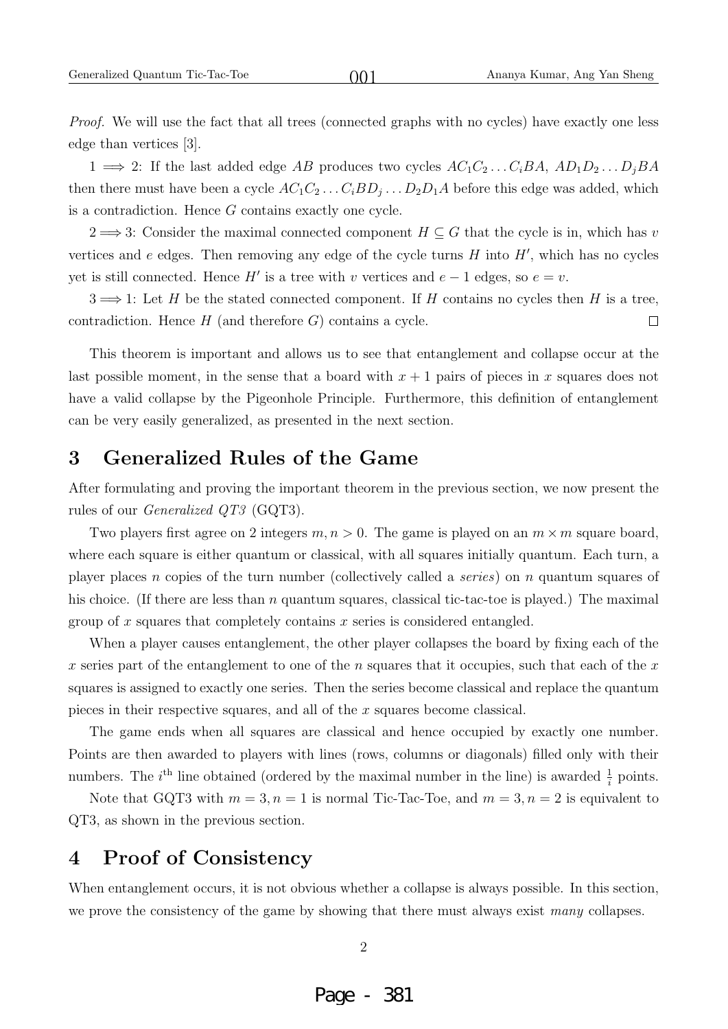*Proof.* We will use the fact that all trees (connected graphs with no cycles) have exactly one less edge than vertices [3].

$1 \implies 2$: If the last added edge $AB$ produces two cycles $AC_1C_2\dots C_iBA$, $AD_1D_2\dots D_jBA$ then there must have been a cycle $AC_1C_2\dots C_iBD_j\dots D_2D_1A$ before this edge was added, which is a contradiction. Hence $G$ contains exactly one cycle.

$2 \implies 3$: Consider the maximal connected component $H \subseteq G$ that the cycle is in, which has $v$ vertices and $e$ edges. Then removing any edge of the cycle turns $H$ into $H'$, which has no cycles yet is still connected. Hence $H'$ is a tree with $v$ vertices and $e-1$ edges, so $e = v$.

$3 \implies 1$: Let $H$ be the stated connected component. If $H$ contains no cycles then $H$ is a tree, contradiction. Hence $H$ (and therefore $G$) contains a cycle. □

This theorem is important and allows us to see that entanglement and collapse occur at the last possible moment, in the sense that a board with $x+1$ pairs of pieces in $x$ squares does not have a valid collapse by the Pigeonhole Principle. Furthermore, this definition of entanglement can be very easily generalized, as presented in the next section.

## 3 Generalized Rules of the Game

After formulating and proving the important theorem in the previous section, we now present the rules of our *Generalized QT3* (GQT3).

Two players first agree on 2 integers $m, n > 0$. The game is played on an $m \times m$ square board, where each square is either quantum or classical, with all squares initially quantum. Each turn, a player places $n$ copies of the turn number (collectively called a *series*) on $n$ quantum squares of his choice. (If there are less than $n$ quantum squares, classical tic-tac-toe is played.) The maximal group of $x$ squares that completely contains $x$ series is considered entangled.

When a player causes entanglement, the other player collapses the board by fixing each of the $x$ series part of the entanglement to one of the $n$ squares that it occupies, such that each of the $x$ squares is assigned to exactly one series. Then the series become classical and replace the quantum pieces in their respective squares, and all of the $x$ squares become classical.

The game ends when all squares are classical and hence occupied by exactly one number. Points are then awarded to players with lines (rows, columns or diagonals) filled only with their numbers. The $i^{\text{th}}$ line obtained (ordered by the maximal number in the line) is awarded $\frac{1}{i}$ points.

Note that GQT3 with $m = 3, n = 1$ is normal Tic-Tac-Toe, and $m = 3, n = 2$ is equivalent to QT3, as shown in the previous section.

## 4 Proof of Consistency

When entanglement occurs, it is not obvious whether a collapse is always possible. In this section, we prove the consistency of the game by showing that there must always exist *many* collapses.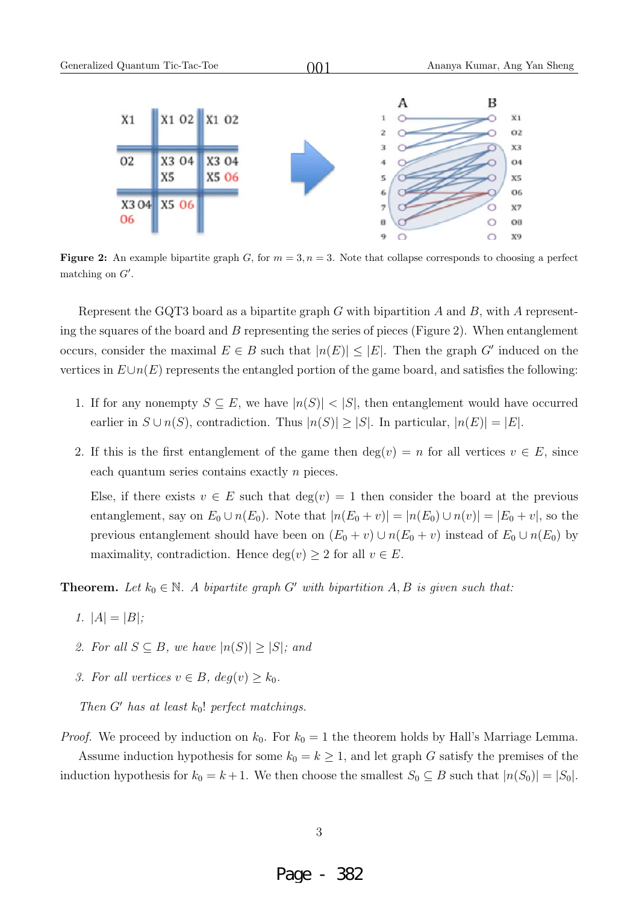**Figure 2:** An example bipartite graph $G$, for $m = 3, n = 3$. Note that collapse corresponds to choosing a perfect matching on $G'$.

Represent the GQT3 board as a bipartite graph $G$ with bipartition $A$ and $B$, with $A$ representing the squares of the board and $B$ representing the series of pieces (Figure 2). When entanglement occurs, consider the maximal $E \in B$ such that $|n(E)| \leq |E|$. Then the graph $G'$ induced on the vertices in $E \cup n(E)$ represents the entangled portion of the game board, and satisfies the following:

1. If for any nonempty $S \subseteq E$, we have $|n(S)| < |S|$, then entanglement would have occurred earlier in $S \cup n(S)$, contradiction. Thus $|n(S)| \geq |S|$. In particular, $|n(E)| = |E|$.

2. If this is the first entanglement of the game then $\deg(v) = n$ for all vertices $v \in E$, since each quantum series contains exactly $n$ pieces.

   Else, if there exists $v \in E$ such that $\deg(v) = 1$ then consider the board at the previous entanglement, say on $E_0 \cup n(E_0)$. Note that $|n(E_0 + v)| = |n(E_0) \cup n(v)| = |E_0 + v|$, so the previous entanglement should have been on $(E_0 + v) \cup n(E_0 + v)$ instead of $E_0 \cup n(E_0)$ by maximality, contradiction. Hence $\deg(v) \geq 2$ for all $v \in E$.

**Theorem.** *Let $k_0 \in \mathbb{N}$. A bipartite graph $G'$ with bipartition $A, B$ is given such that:*

1. *$|A| = |B|$;*
2. *For all $S \subseteq B$, we have $|n(S)| \geq |S|$; and*
3. *For all vertices $v \in B$, $deg(v) \geq k_0$.*

*Then $G'$ has at least $k_0!$ perfect matchings.*

*Proof.* We proceed by induction on $k_0$. For $k_0 = 1$ the theorem holds by Hall's Marriage Lemma.

Assume induction hypothesis for some $k_0 = k \geq 1$, and let graph $G$ satisfy the premises of the induction hypothesis for $k_0 = k+1$. We then choose the smallest $S_0 \subseteq B$ such that $|n(S_0)| = |S_0|$.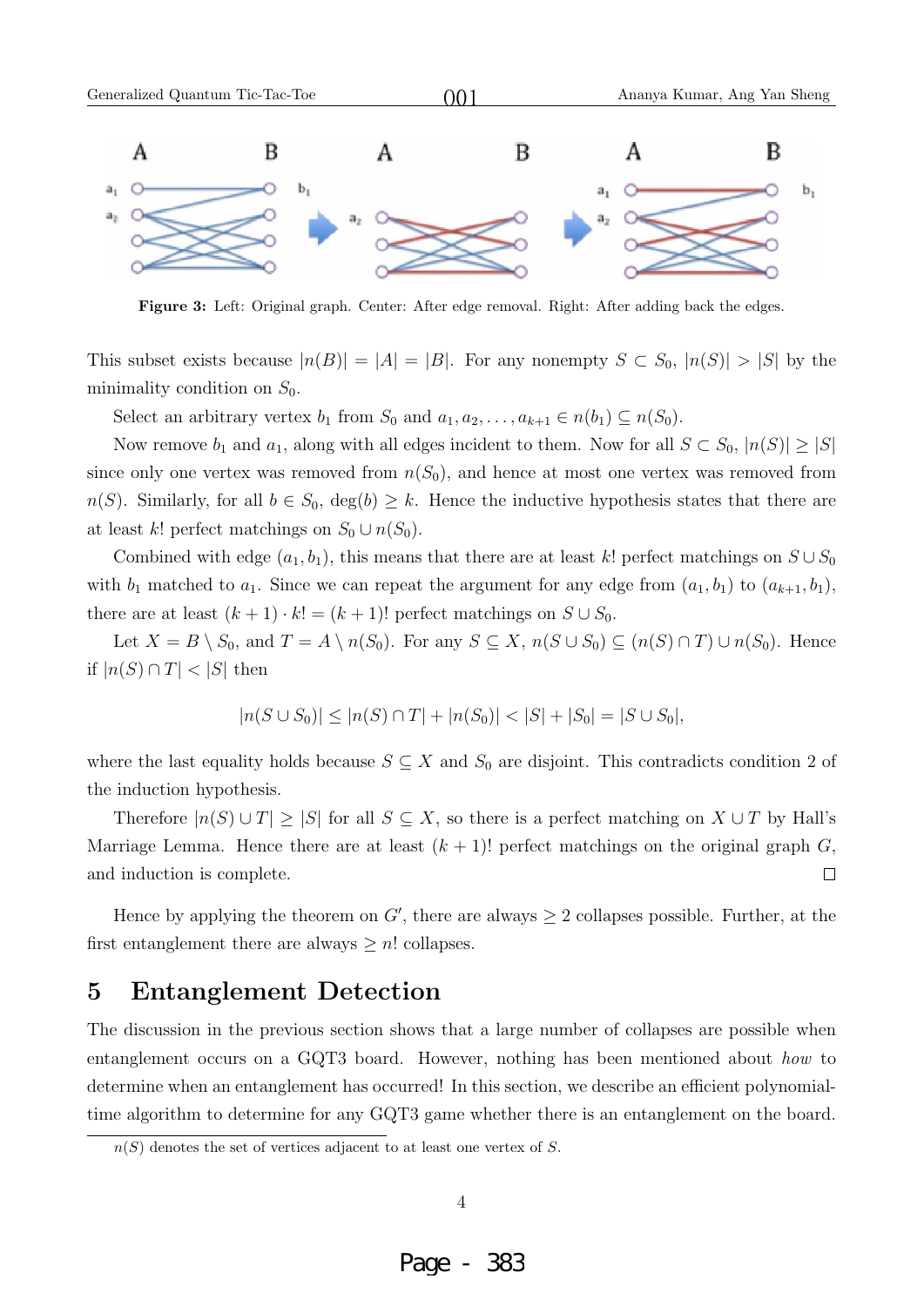Figure 3: Left: Original graph. Center: After edge removal. Right: After adding back the edges.

This subset exists because $|n(B)| = |A| = |B|$. For any nonempty $S \subset S_0$, $|n(S)| > |S|$ by the minimality condition on $S_0$.

Select an arbitrary vertex $b_1$ from $S_0$ and $a_1, a_2, \ldots, a_{k+1} \in n(b_1) \subseteq n(S_0)$.

Now remove $b_1$ and $a_1$, along with all edges incident to them. Now for all $S \subset S_0$, $|n(S)| \geq |S|$ since only one vertex was removed from $n(S_0)$, and hence at most one vertex was removed from $n(S)$. Similarly, for all $b \in S_0$, $\deg(b) \geq k$. Hence the inductive hypothesis states that there are at least $k!$ perfect matchings on $S_0 \cup n(S_0)$.

Combined with edge $(a_1, b_1)$, this means that there are at least $k!$ perfect matchings on $S \cup S_0$ with $b_1$ matched to $a_1$. Since we can repeat the argument for any edge from $(a_1, b_1)$ to $(a_{k+1}, b_1)$, there are at least $(k+1) \cdot k! = (k+1)!$ perfect matchings on $S \cup S_0$.

Let $X = B \setminus S_0$, and $T = A \setminus n(S_0)$. For any $S \subseteq X$, $n(S \cup S_0) \subseteq (n(S) \cap T) \cup n(S_0)$. Hence if $|n(S) \cap T| < |S|$ then

$$|n(S \cup S_0)| \leq |n(S) \cap T| + |n(S_0)| < |S| + |S_0| = |S \cup S_0|,$$

where the last equality holds because $S \subseteq X$ and $S_0$ are disjoint. This contradicts condition 2 of the induction hypothesis.

Therefore $|n(S) \cup T| \geq |S|$ for all $S \subseteq X$, so there is a perfect matching on $X \cup T$ by Hall's Marriage Lemma. Hence there are at least $(k+1)!$ perfect matchings on the original graph $G$, and induction is complete. □

Hence by applying the theorem on $G'$, there are always $\geq 2$ collapses possible. Further, at the first entanglement there are always $\geq n!$ collapses.

## 5 Entanglement Detection

The discussion in the previous section shows that a large number of collapses are possible when entanglement occurs on a GQT3 board. However, nothing has been mentioned about *how* to determine when an entanglement has occurred! In this section, we describe an efficient polynomial-time algorithm to determine for any GQT3 game whether there is an entanglement on the board.

$n(S)$ denotes the set of vertices adjacent to at least one vertex of $S$.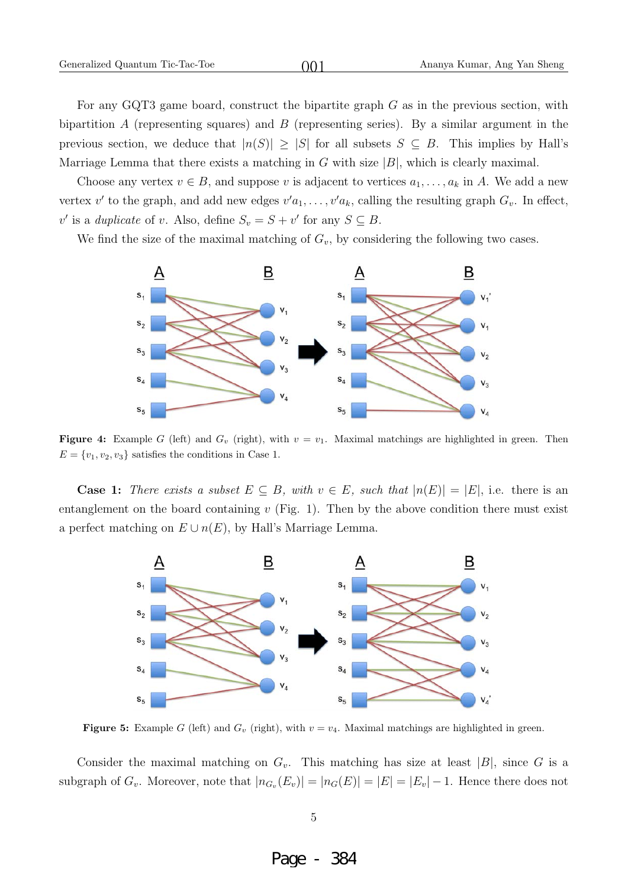For any GQT3 game board, construct the bipartite graph $G$ as in the previous section, with bipartition $A$ (representing squares) and $B$ (representing series). By a similar argument in the previous section, we deduce that $|n(S)| \geq |S|$ for all subsets $S \subseteq B$. This implies by Hall's Marriage Lemma that there exists a matching in $G$ with size $|B|$, which is clearly maximal.

Choose any vertex $v \in B$, and suppose $v$ is adjacent to vertices $a_1, \ldots, a_k$ in $A$. We add a new vertex $v'$ to the graph, and add new edges $v'a_1, \ldots, v'a_k$, calling the resulting graph $G_v$. In effect, $v'$ is a *duplicate* of $v$. Also, define $S_v = S + v'$ for any $S \subseteq B$.

We find the size of the maximal matching of $G_v$, by considering the following two cases.

**Figure 4:** Example $G$ (left) and $G_v$ (right), with $v = v_1$. Maximal matchings are highlighted in green. Then $E = \{v_1, v_2, v_3\}$ satisfies the conditions in Case 1.

**Case 1:** *There exists a subset $E \subseteq B$, with $v \in E$, such that $|n(E)| = |E|$*, i.e. there is an entanglement on the board containing $v$ (Fig. 1). Then by the above condition there must exist a perfect matching on $E \cup n(E)$, by Hall's Marriage Lemma.

**Figure 5:** Example $G$ (left) and $G_v$ (right), with $v = v_4$. Maximal matchings are highlighted in green.

Consider the maximal matching on $G_v$. This matching has size at least $|B|$, since $G$ is a subgraph of $G_v$. Moreover, note that $|n_{G_v}(E_v)| = |n_G(E)| = |E| = |E_v| - 1$. Hence there does not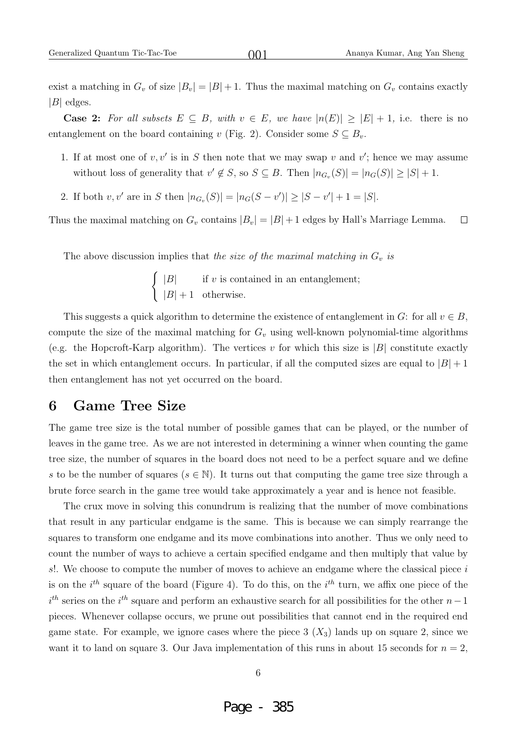exist a matching in $G_v$ of size $|B_v| = |B| + 1$. Thus the maximal matching on $G_v$ contains exactly $|B|$ edges.

**Case 2:** *For all subsets $E \subseteq B$, with $v \in E$, we have $|n(E)| \geq |E| + 1$,* i.e. there is no entanglement on the board containing $v$ (Fig. 2). Consider some $S \subseteq B_v$.

1. If at most one of $v, v'$ is in $S$ then note that we may swap $v$ and $v'$; hence we may assume without loss of generality that $v' \notin S$, so $S \subseteq B$. Then $|n_{G_v}(S)| = |n_G(S)| \geq |S| + 1$.
2. If both $v, v'$ are in $S$ then $|n_{G_v}(S)| = |n_G(S - v')| \geq |S - v'| + 1 = |S|$.

Thus the maximal matching on $G_v$ contains $|B_v| = |B| + 1$ edges by Hall's Marriage Lemma. $\square$

The above discussion implies that *the size of the maximal matching in $G_v$ is*

$$\begin{cases} |B| & \text{if } v \text{ is contained in an entanglement;} \\ |B| + 1 & \text{otherwise.} \end{cases}$$

This suggests a quick algorithm to determine the existence of entanglement in $G$: for all $v \in B$, compute the size of the maximal matching for $G_v$ using well-known polynomial-time algorithms (e.g. the Hopcroft-Karp algorithm). The vertices $v$ for which this size is $|B|$ constitute exactly the set in which entanglement occurs. In particular, if all the computed sizes are equal to $|B| + 1$ then entanglement has not yet occurred on the board.

## 6 Game Tree Size

The game tree size is the total number of possible games that can be played, or the number of leaves in the game tree. As we are not interested in determining a winner when counting the game tree size, the number of squares in the board does not need to be a perfect square and we define $s$ to be the number of squares ($s \in \mathbb{N}$). It turns out that computing the game tree size through a brute force search in the game tree would take approximately a year and is hence not feasible.

The crux move in solving this conundrum is realizing that the number of move combinations that result in any particular endgame is the same. This is because we can simply rearrange the squares to transform one endgame and its move combinations into another. Thus we only need to count the number of ways to achieve a certain specified endgame and then multiply that value by $s!$. We choose to compute the number of moves to achieve an endgame where the classical piece $i$ is on the $i^{th}$ square of the board (Figure 4). To do this, on the $i^{th}$ turn, we affix one piece of the $i^{th}$ series on the $i^{th}$ square and perform an exhaustive search for all possibilities for the other $n-1$ pieces. Whenever collapse occurs, we prune out possibilities that cannot end in the required end game state. For example, we ignore cases where the piece 3 ($X_3$) lands up on square 2, since we want it to land on square 3. Our Java implementation of this runs in about 15 seconds for $n = 2$,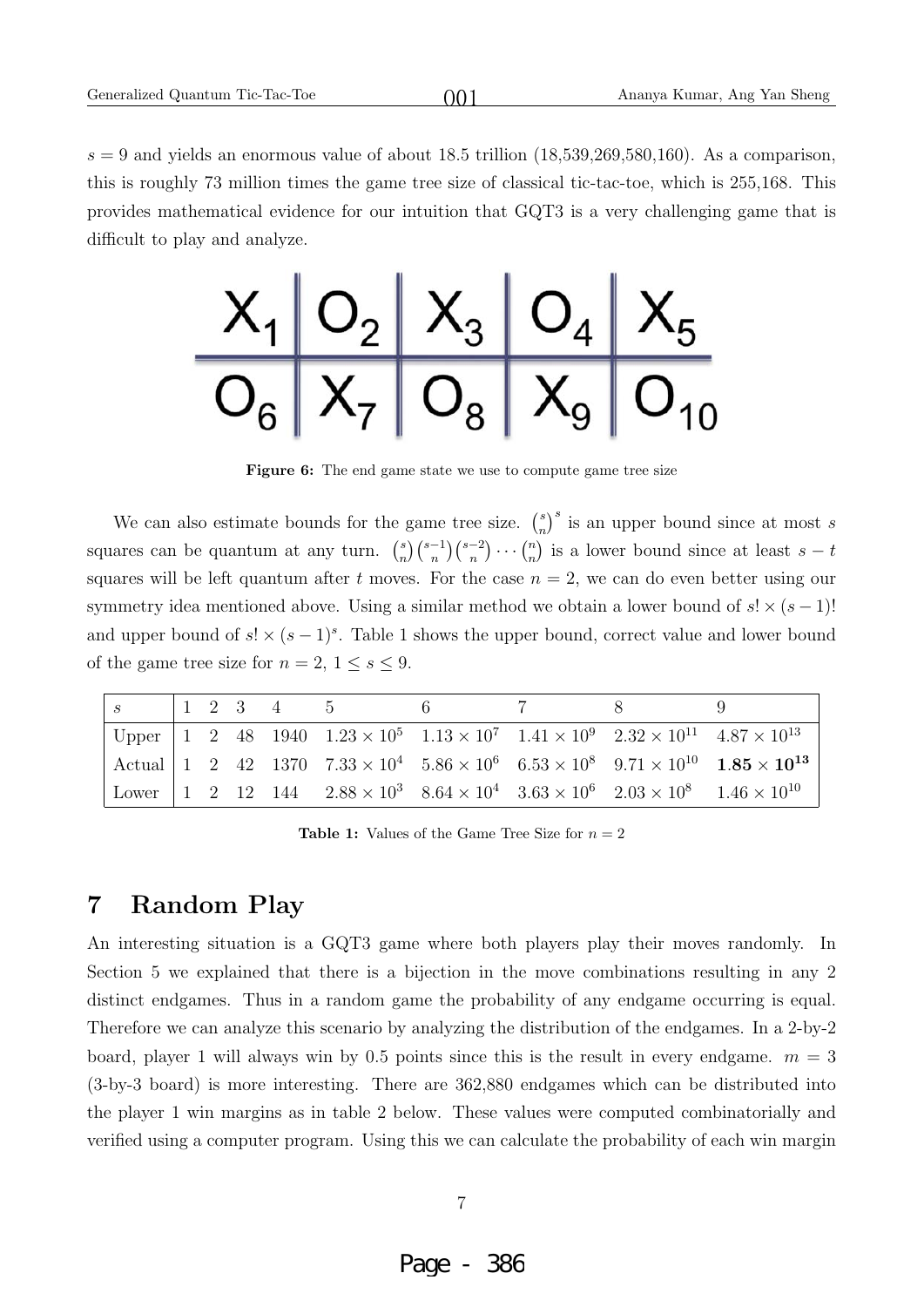$s = 9$ and yields an enormous value of about 18.5 trillion (18,539,269,580,160). As a comparison, this is roughly 73 million times the game tree size of classical tic-tac-toe, which is 255,168. This provides mathematical evidence for our intuition that GQT3 is a very challenging game that is difficult to play and analyze.

| $X_1$ | $O_2$ | $X_3$ | $O_4$ | $X_5$ |
|---|---|---|---|---|
| $O_6$ | $X_7$ | $O_8$ | $X_9$ | $O_{10}$ |

**Figure 6:** The end game state we use to compute game tree size

We can also estimate bounds for the game tree size. $\binom{s}{n}^s$ is an upper bound since at most $s$ squares can be quantum at any turn. $\binom{s}{n}\binom{s-1}{n}\binom{s-2}{n}\cdots\binom{n}{n}$ is a lower bound since at least $s - t$ squares will be left quantum after $t$ moves. For the case $n = 2$, we can do even better using our symmetry idea mentioned above. Using a similar method we obtain a lower bound of $s! \times (s-1)!$ and upper bound of $s! \times (s-1)^s$. Table 1 shows the upper bound, correct value and lower bound of the game tree size for $n = 2$, $1 \leq s \leq 9$.

| $s$ | 1 | 2 | 3 | 4 | 5 | 6 | 7 | 8 | 9 |
|---|---|---|---|---|---|---|---|---|---|
| Upper | 1 | 2 | 48 | 1940 | $1.23 \times 10^5$ | $1.13 \times 10^7$ | $1.41 \times 10^9$ | $2.32 \times 10^{11}$ | $4.87 \times 10^{13}$ |
| Actual | 1 | 2 | 42 | 1370 | $7.33 \times 10^4$ | $5.86 \times 10^6$ | $6.53 \times 10^8$ | $9.71 \times 10^{10}$ | $\mathbf{1.85 \times 10^{13}}$ |
| Lower | 1 | 2 | 12 | 144 | $2.88 \times 10^3$ | $8.64 \times 10^4$ | $3.63 \times 10^6$ | $2.03 \times 10^8$ | $1.46 \times 10^{10}$ |

**Table 1:** Values of the Game Tree Size for $n = 2$

## 7 Random Play

An interesting situation is a GQT3 game where both players play their moves randomly. In Section 5 we explained that there is a bijection in the move combinations resulting in any 2 distinct endgames. Thus in a random game the probability of any endgame occurring is equal. Therefore we can analyze this scenario by analyzing the distribution of the endgames. In a 2-by-2 board, player 1 will always win by 0.5 points since this is the result in every endgame. $m = 3$ (3-by-3 board) is more interesting. There are 362,880 endgames which can be distributed into the player 1 win margins as in table 2 below. These values were computed combinatorially and verified using a computer program. Using this we can calculate the probability of each win margin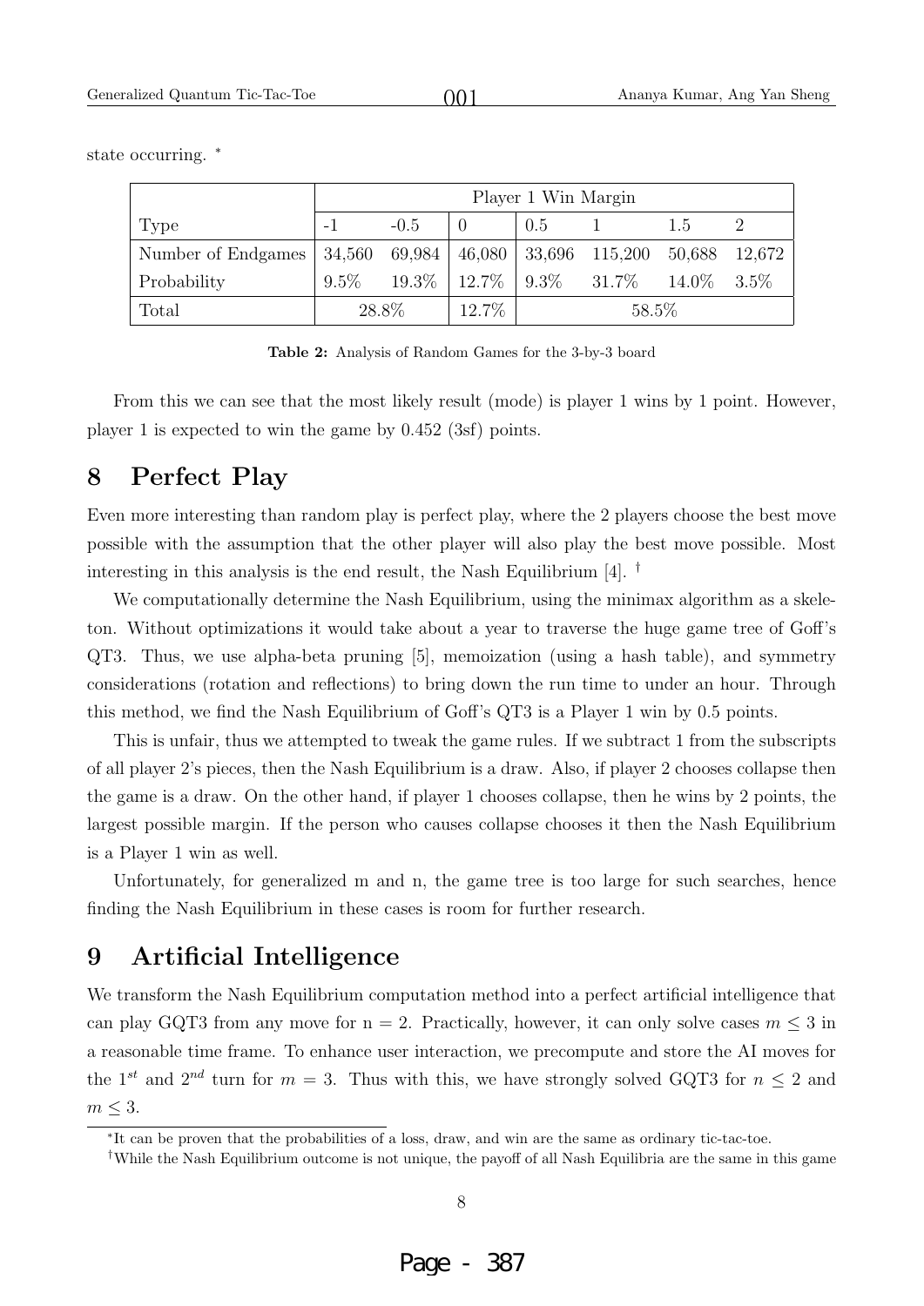state occurring. *

| | Player 1 Win Margin | | | | | | |
|---|---|---|---|---|---|---|---|
| Type | -1 | -0.5 | 0 | 0.5 | 1 | 1.5 | 2 |
| Number of Endgames | 34,560 | 69,984 | 46,080 | 33,696 | 115,200 | 50,688 | 12,672 |
| Probability | 9.5% | 19.3% | 12.7% | 9.3% | 31.7% | 14.0% | 3.5% |
| Total | 28.8% | | 12.7% | 58.5% | | | |

**Table 2:** Analysis of Random Games for the 3-by-3 board

From this we can see that the most likely result (mode) is player 1 wins by 1 point. However, player 1 is expected to win the game by 0.452 (3sf) points.

## 8 Perfect Play

Even more interesting than random play is perfect play, where the 2 players choose the best move possible with the assumption that the other player will also play the best move possible. Most interesting in this analysis is the end result, the Nash Equilibrium [4]. †

We computationally determine the Nash Equilibrium, using the minimax algorithm as a skeleton. Without optimizations it would take about a year to traverse the huge game tree of Goff's QT3. Thus, we use alpha-beta pruning [5], memoization (using a hash table), and symmetry considerations (rotation and reflections) to bring down the run time to under an hour. Through this method, we find the Nash Equilibrium of Goff's QT3 is a Player 1 win by 0.5 points.

This is unfair, thus we attempted to tweak the game rules. If we subtract 1 from the subscripts of all player 2's pieces, then the Nash Equilibrium is a draw. Also, if player 2 chooses collapse then the game is a draw. On the other hand, if player 1 chooses collapse, then he wins by 2 points, the largest possible margin. If the person who causes collapse chooses it then the Nash Equilibrium is a Player 1 win as well.

Unfortunately, for generalized m and n, the game tree is too large for such searches, hence finding the Nash Equilibrium in these cases is room for further research.

## 9 Artificial Intelligence

We transform the Nash Equilibrium computation method into a perfect artificial intelligence that can play GQT3 from any move for n = 2. Practically, however, it can only solve cases $m \leq 3$ in a reasonable time frame. To enhance user interaction, we precompute and store the AI moves for the $1^{st}$ and $2^{nd}$ turn for $m = 3$. Thus with this, we have strongly solved GQT3 for $n \leq 2$ and $m \leq 3$.

---

* It can be proven that the probabilities of a loss, draw, and win are the same as ordinary tic-tac-toe.

† While the Nash Equilibrium outcome is not unique, the payoff of all Nash Equilibria are the same in this game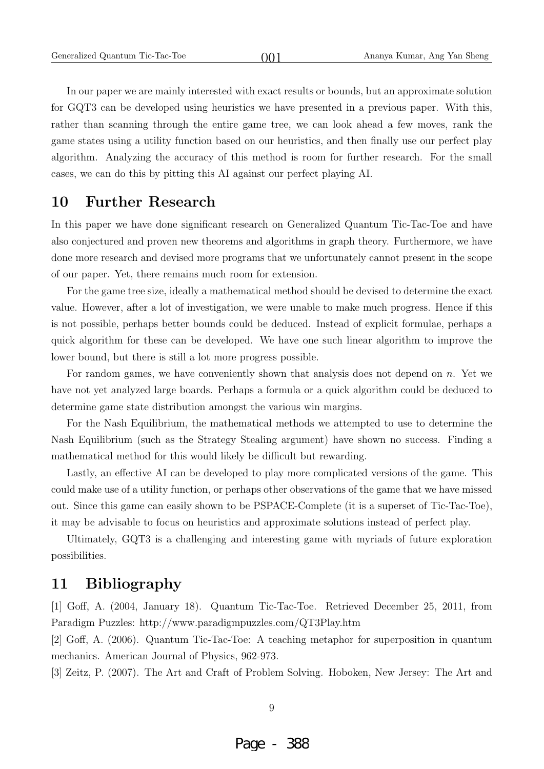In our paper we are mainly interested with exact results or bounds, but an approximate solution for GQT3 can be developed using heuristics we have presented in a previous paper. With this, rather than scanning through the entire game tree, we can look ahead a few moves, rank the game states using a utility function based on our heuristics, and then finally use our perfect play algorithm. Analyzing the accuracy of this method is room for further research. For the small cases, we can do this by pitting this AI against our perfect playing AI.

## 10 Further Research

In this paper we have done significant research on Generalized Quantum Tic-Tac-Toe and have also conjectured and proven new theorems and algorithms in graph theory. Furthermore, we have done more research and devised more programs that we unfortunately cannot present in the scope of our paper. Yet, there remains much room for extension.

For the game tree size, ideally a mathematical method should be devised to determine the exact value. However, after a lot of investigation, we were unable to make much progress. Hence if this is not possible, perhaps better bounds could be deduced. Instead of explicit formulae, perhaps a quick algorithm for these can be developed. We have one such linear algorithm to improve the lower bound, but there is still a lot more progress possible.

For random games, we have conveniently shown that analysis does not depend on $n$. Yet we have not yet analyzed large boards. Perhaps a formula or a quick algorithm could be deduced to determine game state distribution amongst the various win margins.

For the Nash Equilibrium, the mathematical methods we attempted to use to determine the Nash Equilibrium (such as the Strategy Stealing argument) have shown no success. Finding a mathematical method for this would likely be difficult but rewarding.

Lastly, an effective AI can be developed to play more complicated versions of the game. This could make use of a utility function, or perhaps other observations of the game that we have missed out. Since this game can easily shown to be PSPACE-Complete (it is a superset of Tic-Tac-Toe), it may be advisable to focus on heuristics and approximate solutions instead of perfect play.

Ultimately, GQT3 is a challenging and interesting game with myriads of future exploration possibilities.

## 11 Bibliography

[1] Goff, A. (2004, January 18). Quantum Tic-Tac-Toe. Retrieved December 25, 2011, from Paradigm Puzzles: http://www.paradigmpuzzles.com/QT3Play.htm

[2] Goff, A. (2006). Quantum Tic-Tac-Toe: A teaching metaphor for superposition in quantum mechanics. American Journal of Physics, 962-973.

[3] Zeitz, P. (2007). The Art and Craft of Problem Solving. Hoboken, New Jersey: The Art and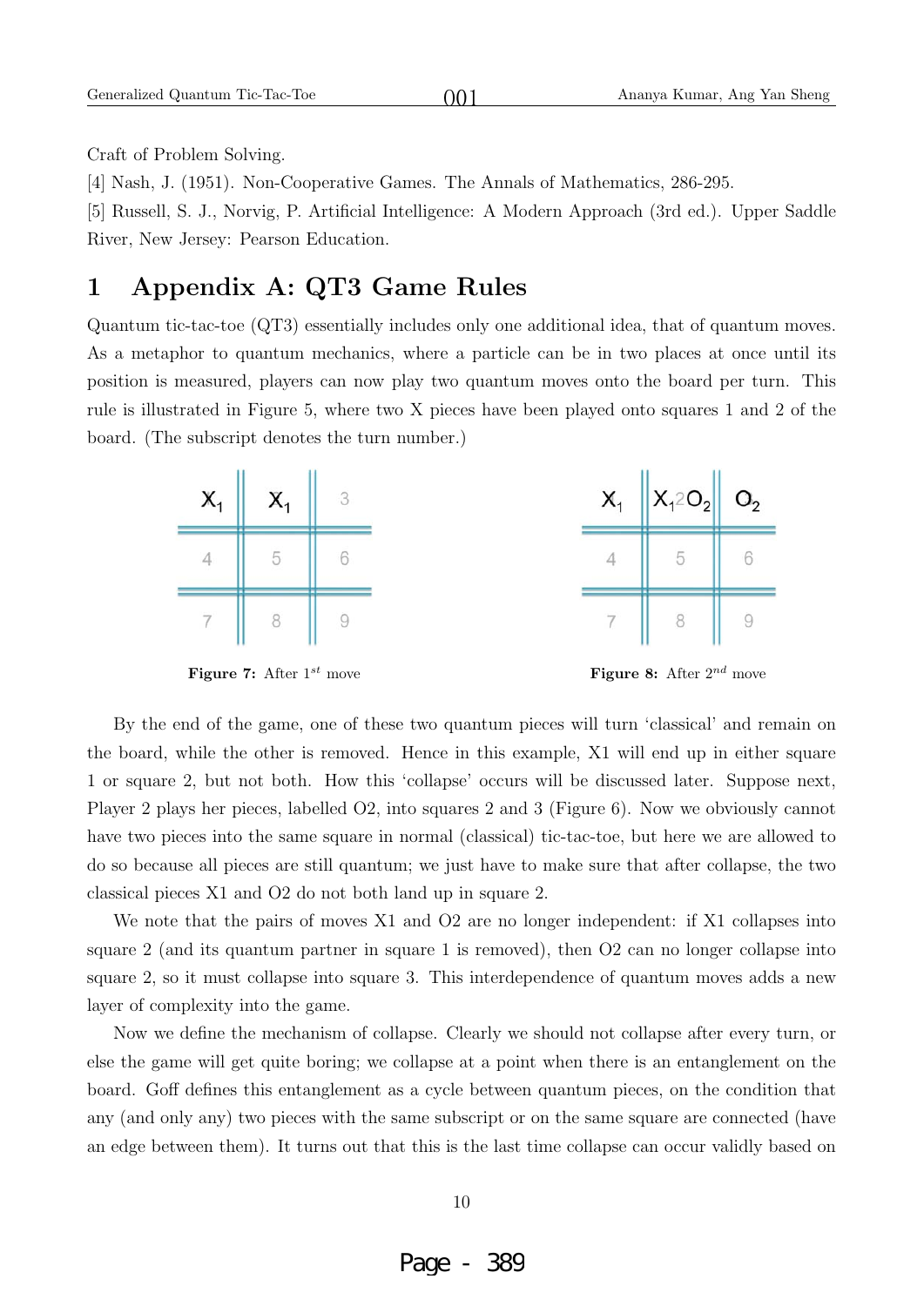Craft of Problem Solving.

[4] Nash, J. (1951). Non-Cooperative Games. The Annals of Mathematics, 286-295.

[5] Russell, S. J., Norvig, P. Artificial Intelligence: A Modern Approach (3rd ed.). Upper Saddle River, New Jersey: Pearson Education.

# 1 Appendix A: QT3 Game Rules

Quantum tic-tac-toe (QT3) essentially includes only one additional idea, that of quantum moves. As a metaphor to quantum mechanics, where a particle can be in two places at once until its position is measured, players can now play two quantum moves onto the board per turn. This rule is illustrated in Figure 5, where two X pieces have been played onto squares 1 and 2 of the board. (The subscript denotes the turn number.)

| $X_1$ | $X_1$ | 3 |
|---|---|---|
| 4 | 5 | 6 |
| 7 | 8 | 9 |

**Figure 7:** After $1^{st}$ move

| $X_1$ | $X_1$ 2 $O_2$ | $O_2$ |
|---|---|---|
| 4 | 5 | 6 |
| 7 | 8 | 9 |

**Figure 8:** After $2^{nd}$ move

By the end of the game, one of these two quantum pieces will turn 'classical' and remain on the board, while the other is removed. Hence in this example, X1 will end up in either square 1 or square 2, but not both. How this 'collapse' occurs will be discussed later. Suppose next, Player 2 plays her pieces, labelled O2, into squares 2 and 3 (Figure 6). Now we obviously cannot have two pieces into the same square in normal (classical) tic-tac-toe, but here we are allowed to do so because all pieces are still quantum; we just have to make sure that after collapse, the two classical pieces X1 and O2 do not both land up in square 2.

We note that the pairs of moves X1 and O2 are no longer independent: if X1 collapses into square 2 (and its quantum partner in square 1 is removed), then O2 can no longer collapse into square 2, so it must collapse into square 3. This interdependence of quantum moves adds a new layer of complexity into the game.

Now we define the mechanism of collapse. Clearly we should not collapse after every turn, or else the game will get quite boring; we collapse at a point when there is an entanglement on the board. Goff defines this entanglement as a cycle between quantum pieces, on the condition that any (and only any) two pieces with the same subscript or on the same square are connected (have an edge between them). It turns out that this is the last time collapse can occur validly based on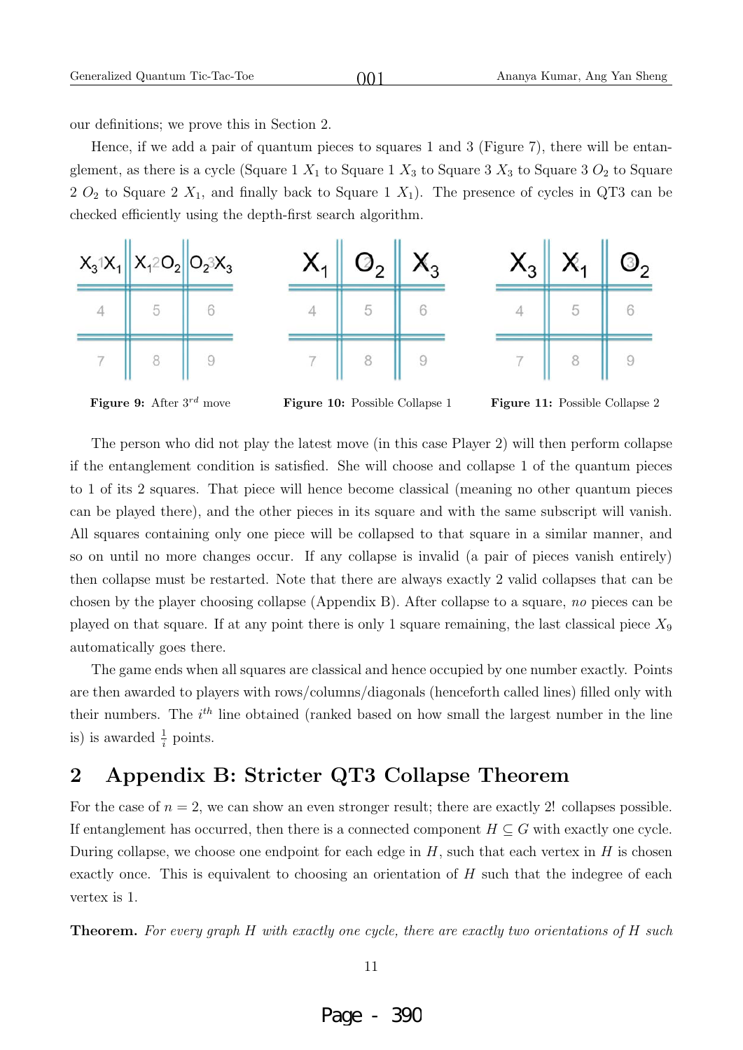our definitions; we prove this in Section 2.

Hence, if we add a pair of quantum pieces to squares 1 and 3 (Figure 7), there will be entanglement, as there is a cycle (Square 1 $X_1$ to Square 1 $X_3$ to Square 3 $X_3$ to Square 3 $O_2$ to Square 2 $O_2$ to Square 2 $X_1$, and finally back to Square 1 $X_1$). The presence of cycles in QT3 can be checked efficiently using the depth-first search algorithm.

**Figure 9:** After $3^{rd}$ move

**Figure 10:** Possible Collapse 1

**Figure 11:** Possible Collapse 2

The person who did not play the latest move (in this case Player 2) will then perform collapse if the entanglement condition is satisfied. She will choose and collapse 1 of the quantum pieces to 1 of its 2 squares. That piece will hence become classical (meaning no other quantum pieces can be played there), and the other pieces in its square and with the same subscript will vanish. All squares containing only one piece will be collapsed to that square in a similar manner, and so on until no more changes occur. If any collapse is invalid (a pair of pieces vanish entirely) then collapse must be restarted. Note that there are always exactly 2 valid collapses that can be chosen by the player choosing collapse (Appendix B). After collapse to a square, *no* pieces can be played on that square. If at any point there is only 1 square remaining, the last classical piece $X_9$ automatically goes there.

The game ends when all squares are classical and hence occupied by one number exactly. Points are then awarded to players with rows/columns/diagonals (henceforth called lines) filled only with their numbers. The $i^{th}$ line obtained (ranked based on how small the largest number in the line is) is awarded $\frac{1}{i}$ points.

## 2 Appendix B: Stricter QT3 Collapse Theorem

For the case of $n = 2$, we can show an even stronger result; there are exactly 2! collapses possible. If entanglement has occurred, then there is a connected component $H \subseteq G$ with exactly one cycle. During collapse, we choose one endpoint for each edge in $H$, such that each vertex in $H$ is chosen exactly once. This is equivalent to choosing an orientation of $H$ such that the indegree of each vertex is 1.

**Theorem.** *For every graph $H$ with exactly one cycle, there are exactly two orientations of $H$ such*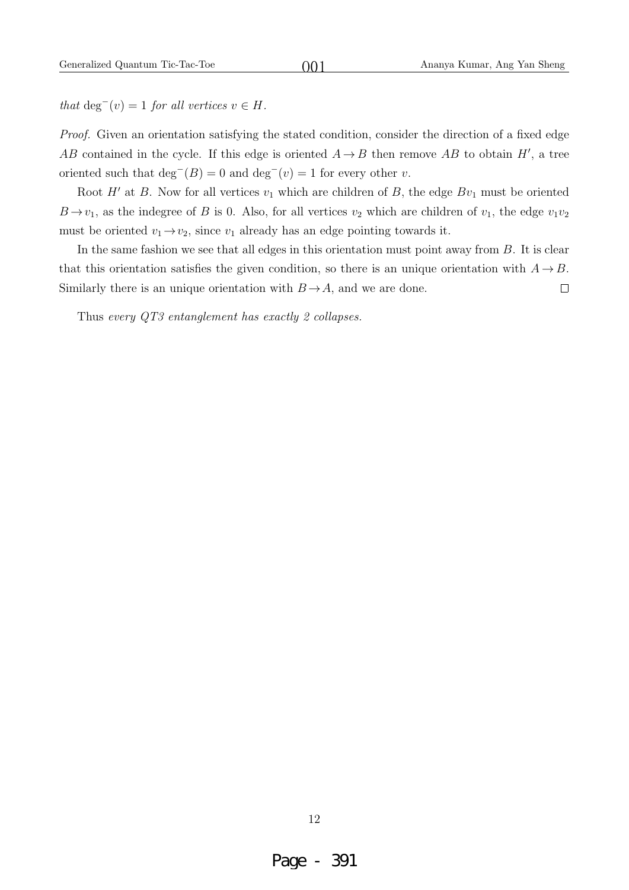*that* $\deg^-(v) = 1$ *for all vertices* $v \in H$.

*Proof.* Given an orientation satisfying the stated condition, consider the direction of a fixed edge $AB$ contained in the cycle. If this edge is oriented $A \to B$ then remove $AB$ to obtain $H'$, a tree oriented such that $\deg^-(B) = 0$ and $\deg^-(v) = 1$ for every other $v$.

Root $H'$ at $B$. Now for all vertices $v_1$ which are children of $B$, the edge $Bv_1$ must be oriented $B \to v_1$, as the indegree of $B$ is 0. Also, for all vertices $v_2$ which are children of $v_1$, the edge $v_1v_2$ must be oriented $v_1 \to v_2$, since $v_1$ already has an edge pointing towards it.

In the same fashion we see that all edges in this orientation must point away from $B$. It is clear that this orientation satisfies the given condition, so there is an unique orientation with $A \to B$. Similarly there is an unique orientation with $B \to A$, and we are done. ☐

Thus *every QT3 entanglement has exactly 2 collapses.*